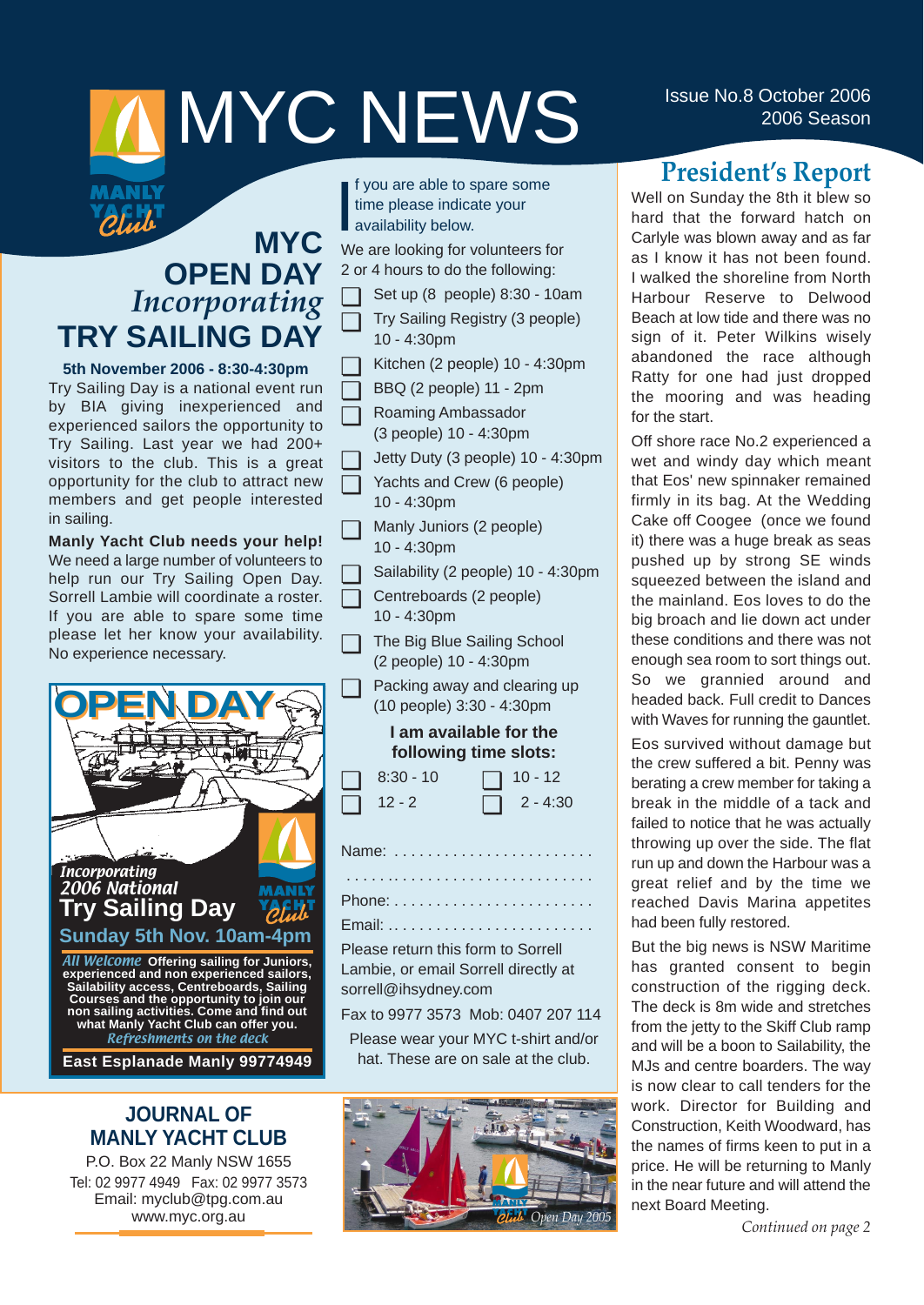# MYC NEWS

Issue No.8 October 2006
2006 Season

## MYC OPEN DAY *Incorporating* TRY SAILING DAY

**5th November 2006 - 8:30-4:30pm**

Try Sailing Day is a national event run by BIA giving inexperienced and experienced sailors the opportunity to Try Sailing. Last year we had 200+ visitors to the club. This is a great opportunity for the club to attract new members and get people interested in sailing.

**Manly Yacht Club needs your help!** We need a large number of volunteers to help run our Try Sailing Open Day. Sorrell Lambie will coordinate a roster. If you are able to spare some time please let her know your availability. No experience necessary.

**OPEN DAY**

*Incorporating 2006 National*
**Try Sailing Day**
**Sunday 5th Nov. 10am-4pm**

*All Welcome* **Offering sailing for Juniors, experienced and non experienced sailors, Sailability access, Centreboards, Sailing Courses and the opportunity to join our non sailing activities. Come and find out what Manly Yacht Club can offer you.**
*Refreshments on the deck*

**East Esplanade Manly 99774949**

If you are able to spare some time please indicate your availability below.

We are looking for volunteers for 2 or 4 hours to do the following:

- ☐ Set up (8 people) 8:30 - 10am
- ☐ Try Sailing Registry (3 people) 10 - 4:30pm
- ☐ Kitchen (2 people) 10 - 4:30pm
- ☐ BBQ (2 people) 11 - 2pm
- ☐ Roaming Ambassador (3 people) 10 - 4:30pm
- ☐ Jetty Duty (3 people) 10 - 4:30pm
- ☐ Yachts and Crew (6 people) 10 - 4:30pm
- ☐ Manly Juniors (2 people) 10 - 4:30pm
- ☐ Sailability (2 people) 10 - 4:30pm
- ☐ Centreboards (2 people) 10 - 4:30pm
- ☐ The Big Blue Sailing School (2 people) 10 - 4:30pm
- ☐ Packing away and clearing up (10 people) 3:30 - 4:30pm

**I am available for the following time slots:**

- ☐ 8:30 - 10
- ☐ 10 - 12
- ☐ 12 - 2
- ☐ 2 - 4:30

Name: .......................................

.......................................

Phone: .......................................

Email: .......................................

Please return this form to Sorrell Lambie, or email Sorrell directly at sorrell@ihsydney.com

Fax to 9977 3573 Mob: 0407 207 114

Please wear your MYC t-shirt and/or hat. These are on sale at the club.

*Open Day 2005*

### JOURNAL OF MANLY YACHT CLUB

P.O. Box 22 Manly NSW 1655
Tel: 02 9977 4949 Fax: 02 9977 3573
Email: myclub@tpg.com.au
www.myc.org.au

## President's Report

Well on Sunday the 8th it blew so hard that the forward hatch on Carlyle was blown away and as far as I know it has not been found. I walked the shoreline from North Harbour Reserve to Delwood Beach at low tide and there was no sign of it. Peter Wilkins wisely abandoned the race although Ratty for one had just dropped the mooring and was heading for the start.

Off shore race No.2 experienced a wet and windy day which meant that Eos' new spinnaker remained firmly in its bag. At the Wedding Cake off Coogee (once we found it) there was a huge break as seas pushed up by strong SE winds squeezed between the island and the mainland. Eos loves to do the big broach and lie down act under these conditions and there was not enough sea room to sort things out. So we grannied around and headed back. Full credit to Dances with Waves for running the gauntlet.

Eos survived without damage but the crew suffered a bit. Penny was berating a crew member for taking a break in the middle of a tack and failed to notice that he was actually throwing up over the side. The flat run up and down the Harbour was a great relief and by the time we reached Davis Marina appetites had been fully restored.

But the big news is NSW Maritime has granted consent to begin construction of the rigging deck. The deck is 8m wide and stretches from the jetty to the Skiff Club ramp and will be a boon to Sailability, the MJs and centre boarders. The way is now clear to call tenders for the work. Director for Building and Construction, Keith Woodward, has the names of firms keen to put in a price. He will be returning to Manly in the near future and will attend the next Board Meeting.

*Continued on page 2*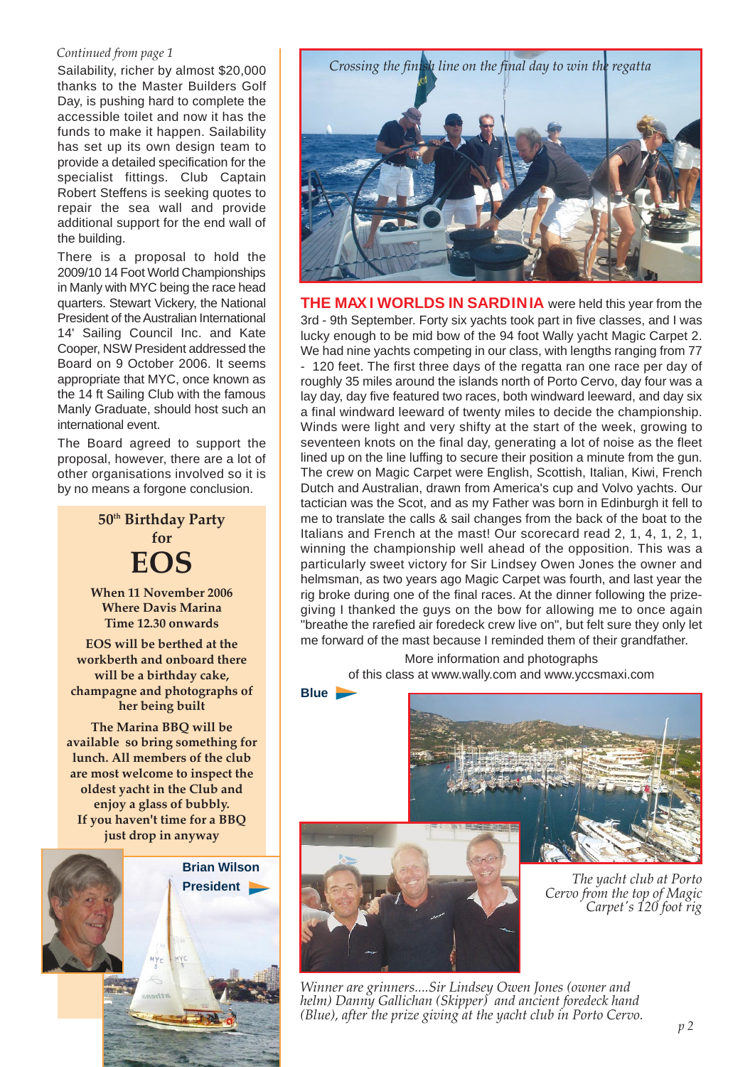*Continued from page 1*

Sailability, richer by almost $20,000 thanks to the Master Builders Golf Day, is pushing hard to complete the accessible toilet and now it has the funds to make it happen. Sailability has set up its own design team to provide a detailed specification for the specialist fittings. Club Captain Robert Steffens is seeking quotes to repair the sea wall and provide additional support for the end wall of the building.

There is a proposal to hold the 2009/10 14 Foot World Championships in Manly with MYC being the race head quarters. Stewart Vickery, the National President of the Australian International 14' Sailing Council Inc. and Kate Cooper, NSW President addressed the Board on 9 October 2006. It seems appropriate that MYC, once known as the 14 ft Sailing Club with the famous Manly Graduate, should host such an international event.

The Board agreed to support the proposal, however, there are a lot of other organisations involved so it is by no means a forgone conclusion.

## 50th Birthday Party for EOS

**When 11 November 2006**
**Where Davis Marina**
**Time 12.30 onwards**

**EOS will be berthed at the workberth and onboard there will be a birthday cake, champagne and photographs of her being built**

**The Marina BBQ will be available so bring something for lunch. All members of the club are most welcome to inspect the oldest yacht in the Club and enjoy a glass of bubbly. If you haven't time for a BBQ just drop in anyway**

**Brian Wilson**
**President**

*Crossing the finish line on the final day to win the regatta*

**THE MAXI WORLDS IN SARDINIA** were held this year from the 3rd - 9th September. Forty six yachts took part in five classes, and I was lucky enough to be mid bow of the 94 foot Wally yacht Magic Carpet 2. We had nine yachts competing in our class, with lengths ranging from 77 - 120 feet. The first three days of the regatta ran one race per day of roughly 35 miles around the islands north of Porto Cervo, day four was a lay day, day five featured two races, both windward leeward, and day six a final windward leeward of twenty miles to decide the championship. Winds were light and very shifty at the start of the week, growing to seventeen knots on the final day, generating a lot of noise as the fleet lined up on the line luffing to secure their position a minute from the gun. The crew on Magic Carpet were English, Scottish, Italian, Kiwi, French Dutch and Australian, drawn from America's cup and Volvo yachts. Our tactician was the Scot, and as my Father was born in Edinburgh it fell to me to translate the calls & sail changes from the back of the boat to the Italians and French at the mast! Our scorecard read 2, 1, 4, 1, 2, 1, winning the championship well ahead of the opposition. This was a particularly sweet victory for Sir Lindsey Owen Jones the owner and helmsman, as two years ago Magic Carpet was fourth, and last year the rig broke during one of the final races. At the dinner following the prize-giving I thanked the guys on the bow for allowing me to once again "breathe the rarefied air foredeck crew live on", but felt sure they only let me forward of the mast because I reminded them of their grandfather.

More information and photographs of this class at www.wally.com and www.yccsmaxi.com

**Blue**

*The yacht club at Porto Cervo from the top of Magic Carpet's 120 foot rig*

*Winner are grinners....Sir Lindsey Owen Jones (owner and helm) Danny Gallichan (Skipper) and ancient foredeck hand (Blue), after the prize giving at the yacht club in Porto Cervo.*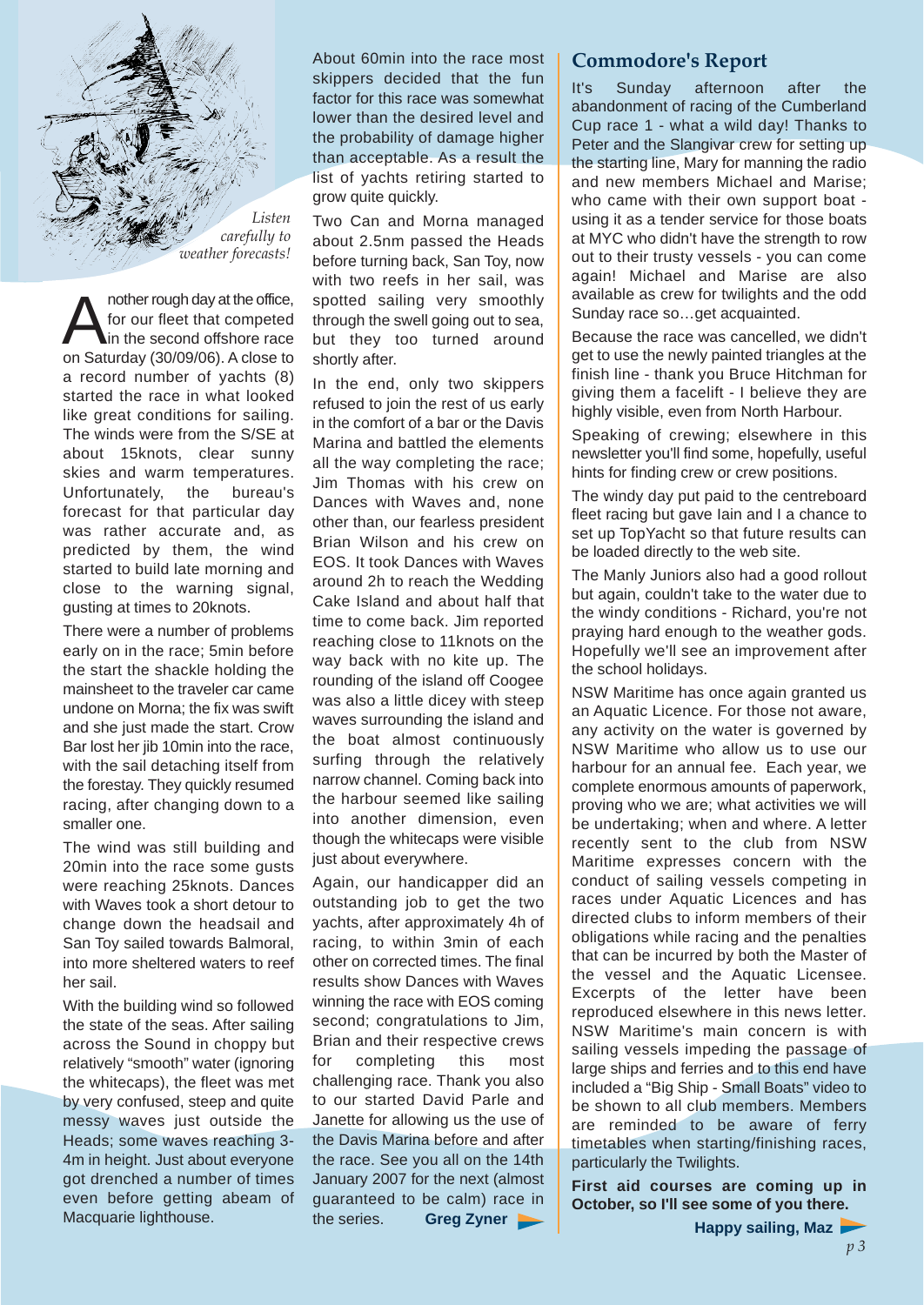*Listen carefully to weather forecasts!*

Another rough day at the office, for our fleet that competed in the second offshore race on Saturday (30/09/06). A close to a record number of yachts (8) started the race in what looked like great conditions for sailing. The winds were from the S/SE at about 15knots, clear sunny skies and warm temperatures. Unfortunately, the bureau's forecast for that particular day was rather accurate and, as predicted by them, the wind started to build late morning and close to the warning signal, gusting at times to 20knots.

There were a number of problems early on in the race; 5min before the start the shackle holding the mainsheet to the traveler car came undone on Morna; the fix was swift and she just made the start. Crow Bar lost her jib 10min into the race, with the sail detaching itself from the forestay. They quickly resumed racing, after changing down to a smaller one.

The wind was still building and 20min into the race some gusts were reaching 25knots. Dances with Waves took a short detour to change down the headsail and San Toy sailed towards Balmoral, into more sheltered waters to reef her sail.

With the building wind so followed the state of the seas. After sailing across the Sound in choppy but relatively "smooth" water (ignoring the whitecaps), the fleet was met by very confused, steep and quite messy waves just outside the Heads; some waves reaching 3-4m in height. Just about everyone got drenched a number of times even before getting abeam of Macquarie lighthouse.

About 60min into the race most skippers decided that the fun factor for this race was somewhat lower than the desired level and the probability of damage higher than acceptable. As a result the list of yachts retiring started to grow quite quickly.

Two Can and Morna managed about 2.5nm passed the Heads before turning back, San Toy, now with two reefs in her sail, was spotted sailing very smoothly through the swell going out to sea, but they too turned around shortly after.

In the end, only two skippers refused to join the rest of us early in the comfort of a bar or the Davis Marina and battled the elements all the way completing the race; Jim Thomas with his crew on Dances with Waves and, none other than, our fearless president Brian Wilson and his crew on EOS. It took Dances with Waves around 2h to reach the Wedding Cake Island and about half that time to come back. Jim reported reaching close to 11knots on the way back with no kite up. The rounding of the island off Coogee was also a little dicey with steep waves surrounding the island and the boat almost continuously surfing through the relatively narrow channel. Coming back into the harbour seemed like sailing into another dimension, even though the whitecaps were visible just about everywhere.

Again, our handicapper did an outstanding job to get the two yachts, after approximately 4h of racing, to within 3min of each other on corrected times. The final results show Dances with Waves winning the race with EOS coming second; congratulations to Jim, Brian and their respective crews for completing this most challenging race. Thank you also to our started David Parle and Janette for allowing us the use of the Davis Marina before and after the race. See you all on the 14th January 2007 for the next (almost guaranteed to be calm) race in the series. **Greg Zyner**

## Commodore's Report

It's Sunday afternoon after the abandonment of racing of the Cumberland Cup race 1 - what a wild day! Thanks to Peter and the Slangivar crew for setting up the starting line, Mary for manning the radio and new members Michael and Marise; who came with their own support boat - using it as a tender service for those boats at MYC who didn't have the strength to row out to their trusty vessels - you can come again! Michael and Marise are also available as crew for twilights and the odd Sunday race so…get acquainted.

Because the race was cancelled, we didn't get to use the newly painted triangles at the finish line - thank you Bruce Hitchman for giving them a facelift - I believe they are highly visible, even from North Harbour.

Speaking of crewing; elsewhere in this newsletter you'll find some, hopefully, useful hints for finding crew or crew positions.

The windy day put paid to the centreboard fleet racing but gave Iain and I a chance to set up TopYacht so that future results can be loaded directly to the web site.

The Manly Juniors also had a good rollout but again, couldn't take to the water due to the windy conditions - Richard, you're not praying hard enough to the weather gods. Hopefully we'll see an improvement after the school holidays.

NSW Maritime has once again granted us an Aquatic Licence. For those not aware, any activity on the water is governed by NSW Maritime who allow us to use our harbour for an annual fee. Each year, we complete enormous amounts of paperwork, proving who we are; what activities we will be undertaking; when and where. A letter recently sent to the club from NSW Maritime expresses concern with the conduct of sailing vessels competing in races under Aquatic Licences and has directed clubs to inform members of their obligations while racing and the penalties that can be incurred by both the Master of the vessel and the Aquatic Licensee. Excerpts of the letter have been reproduced elsewhere in this news letter. NSW Maritime's main concern is with sailing vessels impeding the passage of large ships and ferries and to this end have included a "Big Ship - Small Boats" video to be shown to all club members. Members are reminded to be aware of ferry timetables when starting/finishing races, particularly the Twilights.

**First aid courses are coming up in October, so I'll see some of you there.**

**Happy sailing, Maz**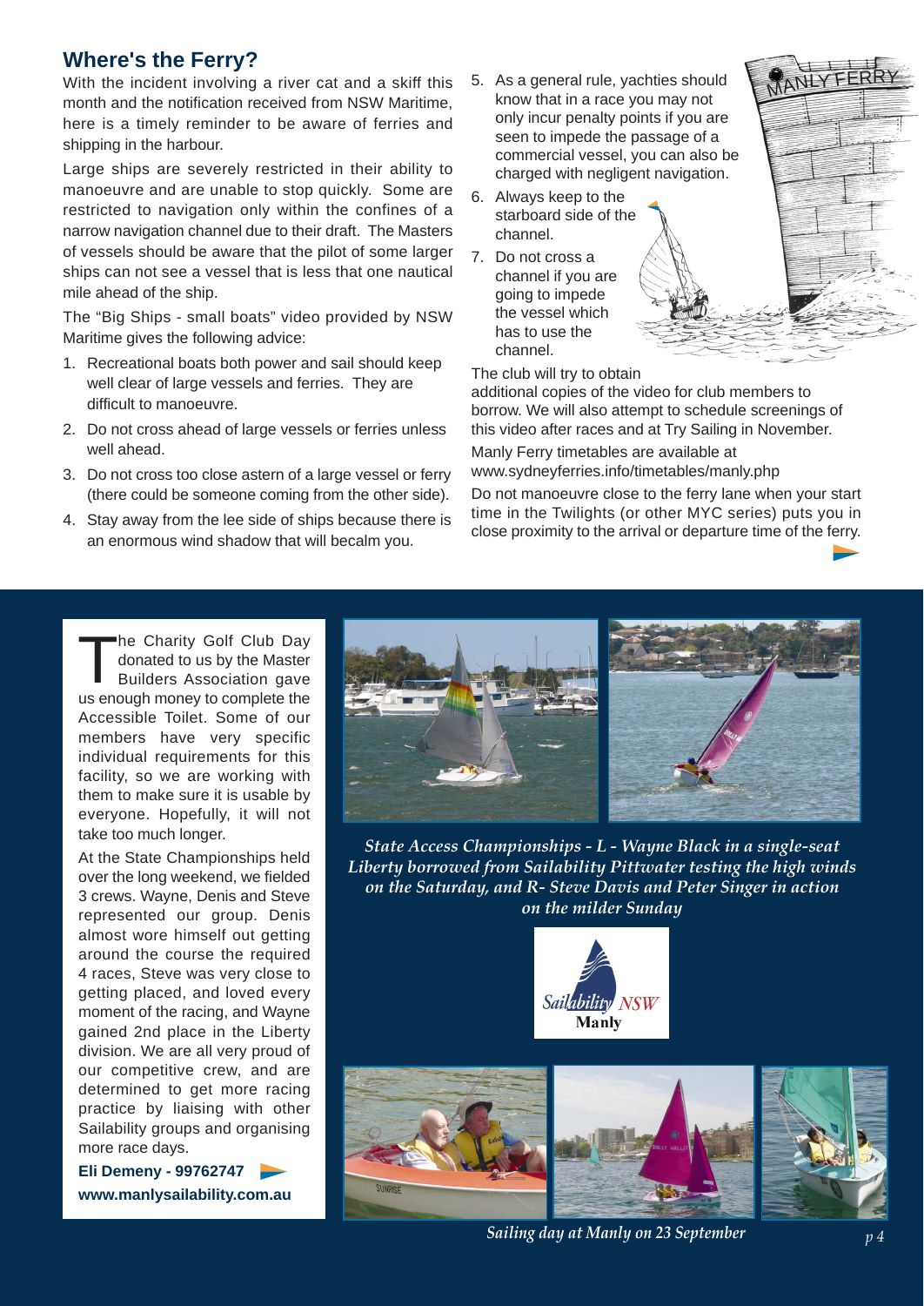## Where's the Ferry?

With the incident involving a river cat and a skiff this month and the notification received from NSW Maritime, here is a timely reminder to be aware of ferries and shipping in the harbour.

Large ships are severely restricted in their ability to manoeuvre and are unable to stop quickly. Some are restricted to navigation only within the confines of a narrow navigation channel due to their draft. The Masters of vessels should be aware that the pilot of some larger ships can not see a vessel that is less that one nautical mile ahead of the ship.

The "Big Ships - small boats" video provided by NSW Maritime gives the following advice:

1. Recreational boats both power and sail should keep well clear of large vessels and ferries. They are difficult to manoeuvre.
2. Do not cross ahead of large vessels or ferries unless well ahead.
3. Do not cross too close astern of a large vessel or ferry (there could be someone coming from the other side).
4. Stay away from the lee side of ships because there is an enormous wind shadow that will becalm you.
5. As a general rule, yachties should know that in a race you may not only incur penalty points if you are seen to impede the passage of a commercial vessel, you can also be charged with negligent navigation.
6. Always keep to the starboard side of the channel.
7. Do not cross a channel if you are going to impede the vessel which has to use the channel.

The club will try to obtain additional copies of the video for club members to borrow. We will also attempt to schedule screenings of this video after races and at Try Sailing in November.

Manly Ferry timetables are available at www.sydneyferries.info/timetables/manly.php

Do not manoeuvre close to the ferry lane when your start time in the Twilights (or other MYC series) puts you in close proximity to the arrival or departure time of the ferry.

The Charity Golf Club Day donated to us by the Master Builders Association gave us enough money to complete the Accessible Toilet. Some of our members have very specific individual requirements for this facility, so we are working with them to make sure it is usable by everyone. Hopefully, it will not take too much longer.

At the State Championships held over the long weekend, we fielded 3 crews. Wayne, Denis and Steve represented our group. Denis almost wore himself out getting around the course the required 4 races, Steve was very close to getting placed, and loved every moment of the racing, and Wayne gained 2nd place in the Liberty division. We are all very proud of our competitive crew, and are determined to get more racing practice by liaising with other Sailability groups and organising more race days.

**Eli Demeny - 99762747**
**www.manlysailability.com.au**

*State Access Championships - L - Wayne Black in a single-seat Liberty borrowed from Sailability Pittwater testing the high winds on the Saturday, and R- Steve Davis and Peter Singer in action on the milder Sunday*

*Sailing day at Manly on 23 September*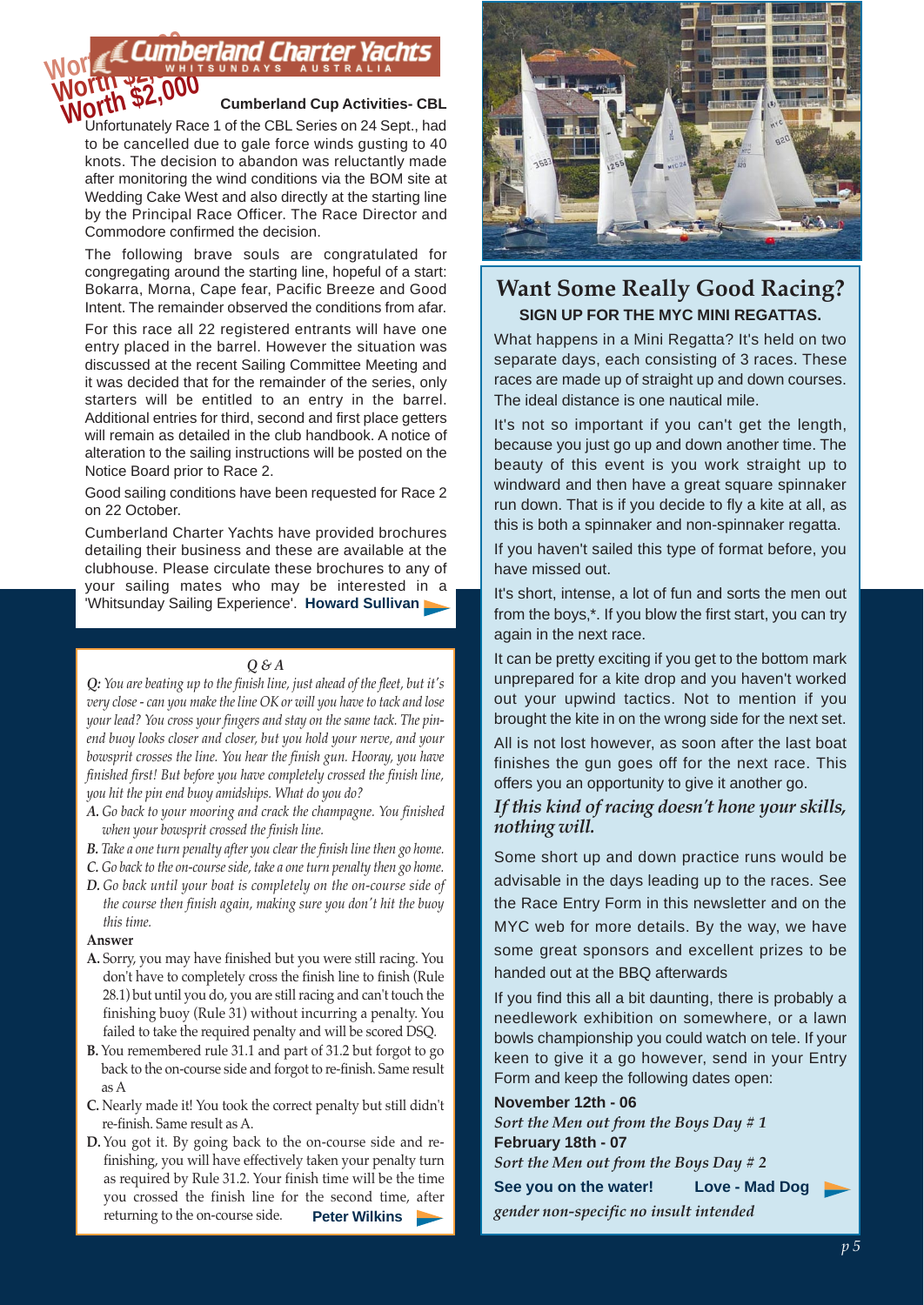Cumberland Charter Yachts
WHITSUNDAYS AUSTRALIA

Worth $2,000

### Cumberland Cup Activities- CBL

Unfortunately Race 1 of the CBL Series on 24 Sept., had to be cancelled due to gale force winds gusting to 40 knots. The decision to abandon was reluctantly made after monitoring the wind conditions via the BOM site at Wedding Cake West and also directly at the starting line by the Principal Race Officer. The Race Director and Commodore confirmed the decision.

The following brave souls are congratulated for congregating around the starting line, hopeful of a start: Bokarra, Morna, Cape fear, Pacific Breeze and Good Intent. The remainder observed the conditions from afar.

For this race all 22 registered entrants will have one entry placed in the barrel. However the situation was discussed at the recent Sailing Committee Meeting and it was decided that for the remainder of the series, only starters will be entitled to an entry in the barrel. Additional entries for third, second and first place getters will remain as detailed in the club handbook. A notice of alteration to the sailing instructions will be posted on the Notice Board prior to Race 2.

Good sailing conditions have been requested for Race 2 on 22 October.

Cumberland Charter Yachts have provided brochures detailing their business and these are available at the clubhouse. Please circulate these brochures to any of your sailing mates who may be interested in a 'Whitsunday Sailing Experience'. **Howard Sullivan**

### *Q & A*

*Q: You are beating up to the finish line, just ahead of the fleet, but it's very close - can you make the line OK or will you have to tack and lose your lead? You cross your fingers and stay on the same tack. The pin-end buoy looks closer and closer, but you hold your nerve, and your bowsprit crosses the line. You hear the finish gun. Hooray, you have finished first! But before you have completely crossed the finish line, you hit the pin end buoy amidships. What do you do?*

- ***A.*** *Go back to your mooring and crack the champagne. You finished when your bowsprit crossed the finish line.*
- ***B.*** *Take a one turn penalty after you clear the finish line then go home.*
- ***C.*** *Go back to the on-course side, take a one turn penalty then go home.*
- ***D.*** *Go back until your boat is completely on the on-course side of the course then finish again, making sure you don't hit the buoy this time.*

**Answer**

- **A.** Sorry, you may have finished but you were still racing. You don't have to completely cross the finish line to finish (Rule 28.1) but until you do, you are still racing and can't touch the finishing buoy (Rule 31) without incurring a penalty. You failed to take the required penalty and will be scored DSQ.
- **B.** You remembered rule 31.1 and part of 31.2 but forgot to go back to the on-course side and forgot to re-finish. Same result as A
- **C.** Nearly made it! You took the correct penalty but still didn't re-finish. Same result as A.
- **D.** You got it. By going back to the on-course side and re-finishing, you will have effectively taken your penalty turn as required by Rule 31.2. Your finish time will be the time you crossed the finish line for the second time, after returning to the on-course side. **Peter Wilkins**

## Want Some Really Good Racing?

**SIGN UP FOR THE MYC MINI REGATTAS.**

What happens in a Mini Regatta? It's held on two separate days, each consisting of 3 races. These races are made up of straight up and down courses. The ideal distance is one nautical mile.

It's not so important if you can't get the length, because you just go up and down another time. The beauty of this event is you work straight up to windward and then have a great square spinnaker run down. That is if you decide to fly a kite at all, as this is both a spinnaker and non-spinnaker regatta.

If you haven't sailed this type of format before, you have missed out.

It's short, intense, a lot of fun and sorts the men out from the boys,*. If you blow the first start, you can try again in the next race.

It can be pretty exciting if you get to the bottom mark unprepared for a kite drop and you haven't worked out your upwind tactics. Not to mention if you brought the kite in on the wrong side for the next set.

All is not lost however, as soon after the last boat finishes the gun goes off for the next race. This offers you an opportunity to give it another go.

***If this kind of racing doesn't hone your skills, nothing will.***

Some short up and down practice runs would be advisable in the days leading up to the races. See the Race Entry Form in this newsletter and on the MYC web for more details. By the way, we have some great sponsors and excellent prizes to be handed out at the BBQ afterwards

If you find this all a bit daunting, there is probably a needlework exhibition on somewhere, or a lawn bowls championship you could watch on tele. If your keen to give it a go however, send in your Entry Form and keep the following dates open:

**November 12th - 06**
*Sort the Men out from the Boys Day # 1*
**February 18th - 07**
*Sort the Men out from the Boys Day # 2*

**See you on the water!** **Love - Mad Dog**

*gender non-specific no insult intended*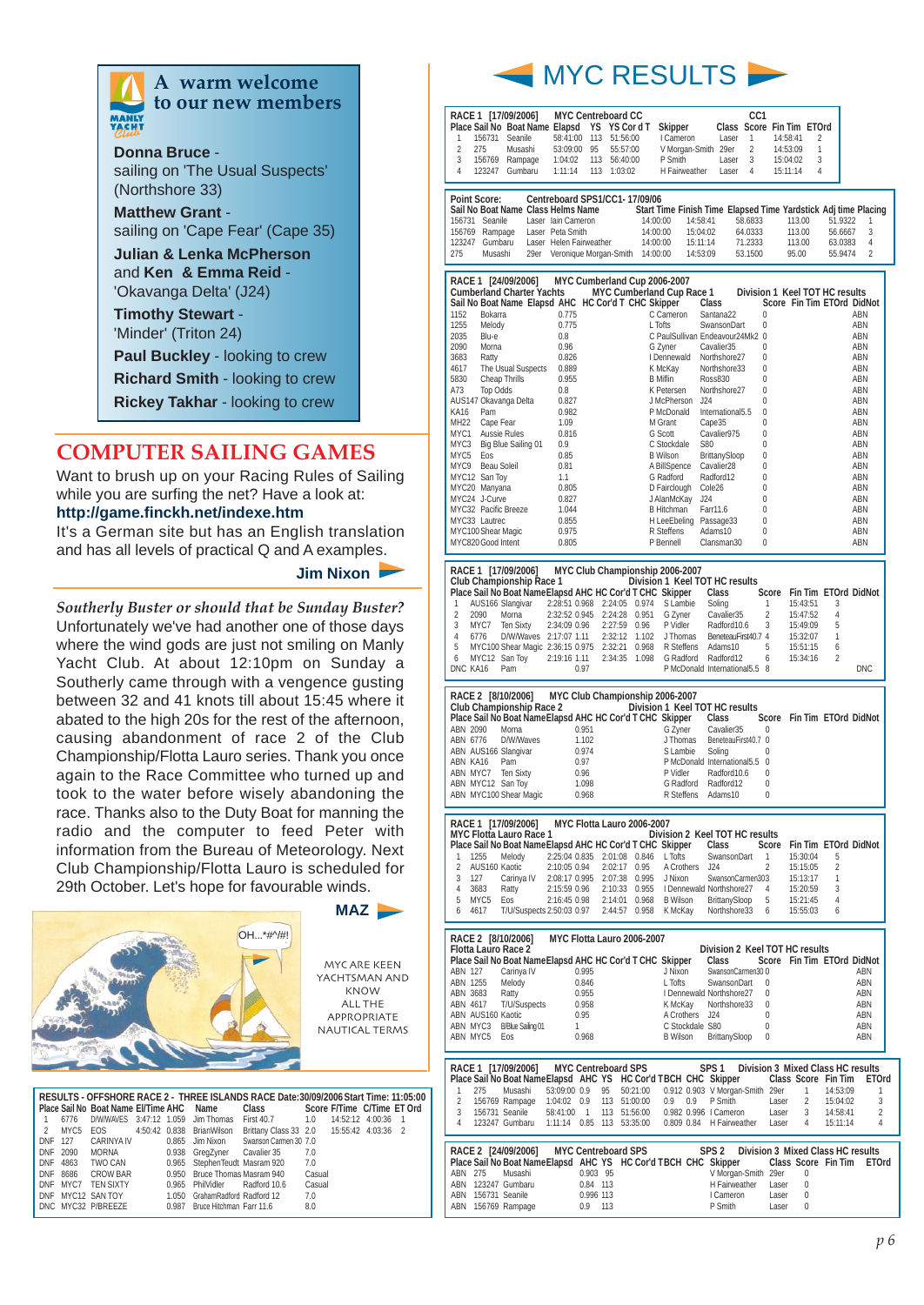## A warm welcome to our new members

**Donna Bruce** - sailing on 'The Usual Suspects' (Northshore 33)

**Matthew Grant** - sailing on 'Cape Fear' (Cape 35)

**Julian & Lenka McPherson** and **Ken & Emma Reid** - 'Okavanga Delta' (J24)

**Timothy Stewart** - 'Minder' (Triton 24)

**Paul Buckley** - looking to crew

**Richard Smith** - looking to crew

**Rickey Takhar** - looking to crew

## COMPUTER SAILING GAMES

Want to brush up on your Racing Rules of Sailing while you are surfing the net? Have a look at: **http://game.finckh.net/indexe.htm**

It's a German site but has an English translation and has all levels of practical Q and A examples.

**Jim Nixon**

### *Southerly Buster or should that be Sunday Buster?*

Unfortunately we've had another one of those days where the wind gods are just not smiling on Manly Yacht Club. At about 12:10pm on Sunday a Southerly came through with a vengence gusting between 32 and 41 knots till about 15:45 where it abated to the high 20s for the rest of the afternoon, causing abandonment of race 2 of the Club Championship/Flotta Lauro series. Thank you once again to the Race Committee who turned up and took to the water before wisely abandoning the race. Thanks also to the Duty Boat for manning the radio and the computer to feed Peter with information from the Bureau of Meteorology. Next Club Championship/Flotta Lauro is scheduled for 29th October. Let's hope for favourable winds.

**MAZ**

OH...*#^#!

MYC ARE KEEN YACHTSMAN AND KNOW ALL THE APPROPRIATE NAUTICAL TERMS

**RESULTS - OFFSHORE RACE 2 - THREE ISLANDS RACE Date:30/09/2006 Start Time: 11:05:00**

| Place | Sail No | Boat Name | El/Time | AHC | Name | Class | Score | F/Time | C/Time | ET Ord |
|---|---|---|---|---|---|---|---|---|---|---|
| 1 | 6776 | D/W/WAVES | 3:47:12 | 1.059 | Jim Thomas | First 40.7 | 1.0 | 14:52:12 | 4:00:36 | 1 |
| 2 | MYC5 | EOS | 4:50:42 | 0.838 | BrianWilson | Brittany Class 33 | 2.0 | 15:55:42 | 4:03:36 | 2 |
| DNF | 127 | CARINYA IV | | 0.865 | Jim Nixon | Swanson Carmen 30 | 7.0 | | | |
| DNF | 2090 | MORNA | | 0.938 | GregZyner | Cavalier 35 | 7.0 | | | |
| DNF | 4863 | TWO CAN | | 0.965 | StephenTeudt | Masram 920 | 7.0 | | | |
| DNF | 8686 | CROW BAR | | 0.950 | Bruce Thomas | Masram 940 | Casual | | | |
| DNF | MYC7 | TEN SIXTY | | 0.965 | PhilVidler | Radford 10.6 | Casual | | | |
| DNF | MYC12 | SAN TOY | | 1.050 | GrahamRadford | Radford 12 | 7.0 | | | |
| DNC | MYC32 | P/BREEZE | | 0.987 | Bruce Hitchman | Farr 11.6 | 8.0 | | | |

# MYC RESULTS

**RACE 1 [17/09/2006] MYC Centreboard CC — CC1**

| Place | Sail No | Boat Name | Elapsd | YS | YS Cor d T | Skipper | Class | Score | Fin Tim | ETOrd |
|---|---|---|---|---|---|---|---|---|---|---|
| 1 | 156731 | Seanile | 58:41:00 | 113 | 51:56:00 | I Cameron | Laser | 1 | 14:58:41 | 2 |
| 2 | 275 | Musashi | 53:09:00 | 95 | 55:57:00 | V Morgan-Smith | 29er | 2 | 14:53:09 | 1 |
| 3 | 156769 | Rampage | 1:04:02 | 113 | 56:40:00 | P Smith | Laser | 3 | 15:04:02 | 3 |
| 4 | 123247 | Gumbaru | 1:11:14 | 113 | 1:03:02 | H Fairweather | Laser | 4 | 15:11:14 | 4 |

**Point Score: Centreboard SPS1/CC1- 17/09/06**

| Sail No | Boat Name | Class | Helms Name | Start Time | Finish Time | Elapsed Time | Yardstick | Adj time | Placing |
|---|---|---|---|---|---|---|---|---|---|
| 156731 | Seanile | Laser | Iain Cameron | 14:00:00 | 14:58:41 | 58.6833 | 113.00 | 51.9322 | 1 |
| 156769 | Rampage | Laser | Peta Smith | 14:00:00 | 15:04:02 | 64.0333 | 113.00 | 56.6667 | 3 |
| 123247 | Gumbaru | Laser | Helen Fairweather | 14:00:00 | 15:11:14 | 71.2333 | 113.00 | 63.0383 | 4 |
| 275 | Musashi | 29er | Veronique Morgan-Smith | 14:00:00 | 14:53:09 | 53.1500 | 95.00 | 55.9474 | 2 |

**RACE 1 [24/09/2006] MYC Cumberland Cup 2006-2007**
**Cumberland Charter Yachts — MYC Cumberland Cup Race 1 — Division 1 Keel TOT HC results**

| Sail No | Boat Name | Elapsd | AHC | HC Cor'd T | CHC | Skipper | Class | Score | Fin Tim | ETOrd | DidNot |
|---|---|---|---|---|---|---|---|---|---|---|---|
| 1152 | Bokarra | | 0.775 | | | C Cameron | Santana22 | 0 | | | ABN |
| 1255 | Melody | | 0.775 | | | L Tofts | SwansonDart | 0 | | | ABN |
| 2035 | Blu-e | | 0.8 | | | C PaulSullivan | Endeavour24Mk2 | 0 | | | ABN |
| 2090 | Morna | | 0.96 | | | G Zyner | Cavalier35 | 0 | | | ABN |
| 3683 | Ratty | | 0.826 | | | I Dennewald | Northshore27 | 0 | | | ABN |
| 4617 | The Usual Suspects | | 0.889 | | | K McKay | Northshore33 | 0 | | | ABN |
| 5830 | Cheap Thrills | | 0.955 | | | B Miflin | Ross830 | 0 | | | ABN |
| A73 | Top Odds | | 0.8 | | | K Petersen | Northshore27 | 0 | | | ABN |
| AUS147 | Okavanga Delta | | 0.827 | | | J McPherson | J24 | 0 | | | ABN |
| KA16 | Pam | | 0.982 | | | P McDonald | International5.5 | 0 | | | ABN |
| MH22 | Cape Fear | | 1.09 | | | M Grant | Cape35 | 0 | | | ABN |
| MYC1 | Aussie Rules | | 0.816 | | | G Scott | Cavalier975 | 0 | | | ABN |
| MYC3 | Big Blue Sailing 01 | | 0.9 | | | C Stockdale | S80 | 0 | | | ABN |
| MYC5 | Eos | | 0.85 | | | B Wilson | BrittanySloop | 0 | | | ABN |
| MYC9 | Beau Soleil | | 0.81 | | | A BillSpence | Cavalier28 | 0 | | | ABN |
| MYC12 | San Toy | | 1.1 | | | G Radford | Radford12 | 0 | | | ABN |
| MYC20 | Manyana | | 0.805 | | | D Fairclough | Cole26 | 0 | | | ABN |
| MYC24 | J-Curve | | 0.827 | | | J AlanMcKay | J24 | 0 | | | ABN |
| MYC32 | Pacific Breeze | | 1.044 | | | B Hitchman | Farr11.6 | 0 | | | ABN |
| MYC33 | Lautrec | | 0.855 | | | H LeeEbeling | Passage33 | 0 | | | ABN |
| MYC100 | Shear Magic | | 0.975 | | | R Steffens | Adams10 | 0 | | | ABN |
| MYC820 | Good Intent | | 0.805 | | | P Bennell | Clansman30 | 0 | | | ABN |

**RACE 1 [17/09/2006] MYC Club Championship 2006-2007**
**Club Championship Race 1 — Division 1 Keel TOT HC results**

| Place | Sail No | Boat Name | Elapsd | AHC | HC Cor'd T | CHC | Skipper | Class | Score | Fin Tim | ETOrd | DidNot |
|---|---|---|---|---|---|---|---|---|---|---|---|---|
| 1 | AUS166 | Slangivar | 2:28:51 | 0.968 | 2:24:05 | 0.974 | S Lambie | Soling | 1 | 15:43:51 | 3 | |
| 2 | 2090 | Morna | 2:32:52 | 0.945 | 2:24:28 | 0.951 | G Zyner | Cavalier35 | 2 | 15:47:52 | 4 | |
| 3 | MYC7 | Ten Sixty | 2:34:09 | 0.96 | 2:27:59 | 0.96 | P Vidler | Radford10.6 | 3 | 15:49:09 | 5 | |
| 4 | 6776 | D/W/Waves | 2:17:07 | 1.11 | 2:32:12 | 1.102 | J Thomas | BeneteauFirst40.7 | 4 | 15:32:07 | 1 | |
| 5 | MYC100 | Shear Magic | 2:36:15 | 0.975 | 2:32:21 | 0.968 | R Steffens | Adams10 | 5 | 15:51:15 | 6 | |
| 6 | MYC12 | San Toy | 2:19:16 | 1.11 | 2:34:35 | 1.098 | G Radford | Radford12 | 6 | 15:34:16 | 2 | |
| DNC | KA16 | Pam | | 0.97 | | | P McDonald | International5.5 | 8 | | | DNC |

**RACE 2 [8/10/2006] MYC Club Championship 2006-2007**
**Club Championship Race 2 — Division 1 Keel TOT HC results**

| Place | Sail No | Boat Name | Elapsd | AHC | HC Cor'd T | CHC | Skipper | Class | Score | Fin Tim | ETOrd | DidNot |
|---|---|---|---|---|---|---|---|---|---|---|---|---|
| ABN | 2090 | Morna | | 0.951 | | | G Zyner | Cavalier35 | 0 | | | |
| ABN | 6776 | D/W/Waves | | 1.102 | | | J Thomas | BeneteauFirst40.7 | 0 | | | |
| ABN | AUS166 | Slangivar | | 0.974 | | | S Lambie | Soling | 0 | | | |
| ABN | KA16 | Pam | | 0.97 | | | P McDonald | International5.5 | 0 | | | |
| ABN | MYC7 | Ten Sixty | | 0.96 | | | P Vidler | Radford10.6 | 0 | | | |
| ABN | MYC12 | San Toy | | 1.098 | | | G Radford | Radford12 | 0 | | | |
| ABN | MYC100 | Shear Magic | | 0.968 | | | R Steffens | Adams10 | 0 | | | |

**RACE 1 [17/09/2006] MYC Flotta Lauro 2006-2007**
**MYC Flotta Lauro Race 1 — Division 2 Keel TOT HC results**

| Place | Sail No | Boat Name | Elapsd | AHC | HC Cor'd T | CHC | Skipper | Class | Score | Fin Tim | ETOrd | DidNot |
|---|---|---|---|---|---|---|---|---|---|---|---|---|
| 1 | 1255 | Melody | 2:25:04 | 0.835 | 2:01:08 | 0.846 | L Tofts | SwansonDart | 1 | 15:30:04 | 5 | |
| 2 | AUS160 | Kaotic | 2:10:05 | 0.94 | 2:02:17 | 0.95 | A Crothers | J24 | 2 | 15:15:05 | 2 | |
| 3 | 127 | Carinya IV | 2:08:17 | 0.995 | 2:07:38 | 0.995 | J Nixon | SwansonCarmen303 | | 15:13:17 | 1 | |
| 4 | 3683 | Ratty | 2:15:59 | 0.96 | 2:10:33 | 0.955 | I Dennewald | Northshore27 | 4 | 15:20:59 | 3 | |
| 5 | MYC5 | Eos | 2:16:45 | 0.98 | 2:14:01 | 0.968 | B Wilson | BrittanySloop | 5 | 15:21:45 | 4 | |
| 6 | 4617 | T/U/Suspects | 2:50:03 | 0.97 | 2:44:57 | 0.958 | K McKay | Northshore33 | 6 | 15:55:03 | 6 | |

**RACE 2 [8/10/2006] MYC Flotta Lauro 2006-2007**
**Flotta Lauro Race 2 — Division 2 Keel TOT HC results**

| Place | Sail No | Boat Name | Elapsd | AHC | HC Cor'd T | CHC | Skipper | Class | Score | Fin Tim | ETOrd | DidNot |
|---|---|---|---|---|---|---|---|---|---|---|---|---|
| ABN | 127 | Carinya IV | | 0.995 | | | J Nixon | SwansonCarmen30 | 0 | | | ABN |
| ABN | 1255 | Melody | | 0.846 | | | L Tofts | SwansonDart | 0 | | | ABN |
| ABN | 3683 | Ratty | | 0.955 | | | I Dennewald | Northshore27 | 0 | | | ABN |
| ABN | 4617 | T/U/Suspects | | 0.958 | | | K McKay | Northshore33 | 0 | | | ABN |
| ABN | AUS160 | Kaotic | | 0.95 | | | A Crothers | J24 | 0 | | | ABN |
| ABN | MYC3 | B/Blue Sailing 01 | | 1 | | | C Stockdale | S80 | 0 | | | ABN |
| ABN | MYC5 | Eos | | 0.968 | | | B Wilson | BrittanySloop | 0 | | | ABN |

**RACE 1 [17/09/2006] MYC Centreboard SPS — SPS 1 — Division 3 Mixed Class HC results**

| Place | Sail No | Boat Name | Elapsd | AHC | YS | HC Cor'd T | BCH | CHC | Skipper | Class | Score | Fin Tim | ETOrd |
|---|---|---|---|---|---|---|---|---|---|---|---|---|---|
| 1 | 275 | Musashi | 53:09:00 | 0.9 | 95 | 50:21:00 | 0.912 | 0.903 | V Morgan-Smith | 29er | 1 | 14:53:09 | 1 |
| 2 | 156769 | Rampage | 1:04:02 | 0.9 | 113 | 51:00:00 | 0.9 | 0.9 | P Smith | Laser | 2 | 15:04:02 | 3 |
| 3 | 156731 | Seanile | 58:41:00 | 1 | 113 | 51:56:00 | 0.982 | 0.996 | I Cameron | Laser | 3 | 14:58:41 | 2 |
| 4 | 123247 | Gumbaru | 1:11:14 | 0.85 | 113 | 53:35:00 | 0.809 | 0.84 | H Fairweather | Laser | 4 | 15:11:14 | 4 |

**RACE 2 [24/09/2006] MYC Centreboard SPS — SPS 2 — Division 3 Mixed Class HC results**

| Place | Sail No | Boat Name | Elapsd | AHC | YS | HC Cor'd T | BCH | CHC | Skipper | Class | Score | Fin Tim | ETOrd |
|---|---|---|---|---|---|---|---|---|---|---|---|---|---|
| ABN | 275 | Musashi | | 0.903 | 95 | | | | V Morgan-Smith | 29er | 0 | | |
| ABN | 123247 | Gumbaru | | 0.84 | 113 | | | | H Fairweather | Laser | 0 | | |
| ABN | 156731 | Seanile | | 0.996 | 113 | | | | I Cameron | Laser | 0 | | |
| ABN | 156769 | Rampage | | 0.9 | 113 | | | | P Smith | Laser | 0 | | |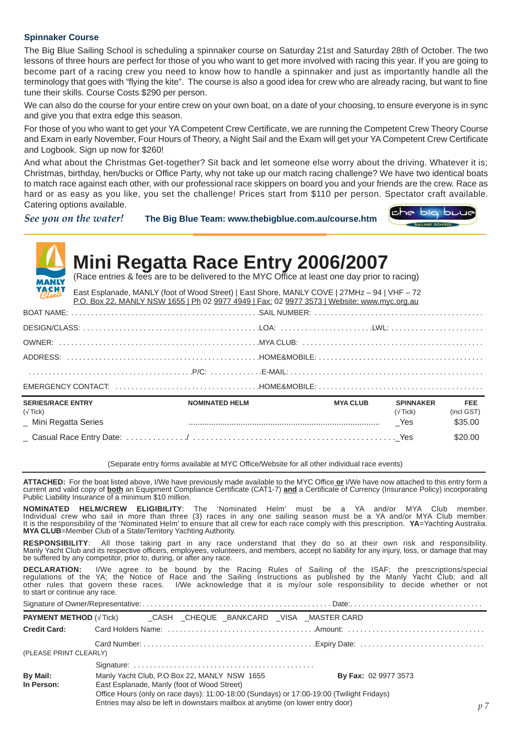### Spinnaker Course

The Big Blue Sailing School is scheduling a spinnaker course on Saturday 21st and Saturday 28th of October. The two lessons of three hours are perfect for those of you who want to get more involved with racing this year. If you are going to become part of a racing crew you need to know how to handle a spinnaker and just as importantly handle all the terminology that goes with "flying the kite". The course is also a good idea for crew who are already racing, but want to fine tune their skills. Course Costs $290 per person.

We can also do the course for your entire crew on your own boat, on a date of your choosing, to ensure everyone is in sync and give you that extra edge this season.

For those of you who want to get your YA Competent Crew Certificate, we are running the Competent Crew Theory Course and Exam in early November, Four Hours of Theory, a Night Sail and the Exam will get your YA Competent Crew Certificate and Logbook. Sign up now for $260!

And what about the Christmas Get-together? Sit back and let someone else worry about the driving. Whatever it is; Christmas, birthday, hen/bucks or Office Party, why not take up our match racing challenge? We have two identical boats to match race against each other, with our professional race skippers on board you and your friends are the crew. Race as hard or as easy as you like, you set the challenge! Prices start from $110 per person. Spectator craft available. Catering options available.

*See you on the water!* **The Big Blue Team: www.thebigblue.com.au/course.htm**

the big blue SAILING SCHOOL

---

MANLY YACHT Club

# Mini Regatta Race Entry 2006/2007

(Race entries & fees are to be delivered to the MYC Office at least one day prior to racing)

East Esplanade, MANLY (foot of Wood Street) | East Shore, MANLY COVE | 27MHz – 94 | VHF – 72
P.O. Box 22, MANLY NSW 1655 | Ph 02 9977 4949 | Fax: 02 9977 3573 | Website: www.myc.org.au

BOAT NAME: .............................................. SAIL NUMBER: ..........................................

DESIGN/CLASS: .............................................. LOA: ...................... LWL: ......................

OWNER: .............................................. MYA CLUB: ..........................................

ADDRESS: .............................................. HOME&MOBILE: ..........................................

.......................................... P/C: ............ E-MAIL: ..........................................

EMERGENCY CONTACT: .................................. HOME&MOBILE: ..........................................

| SERIES/RACE ENTRY (√Tick) | NOMINATED HELM | MYA CLUB | SPINNAKER (√Tick) | FEE (incl GST) |
|---|---|---|---|---|
| _ Mini Regatta Series | ................................................................ | | _Yes | $35.00 |
| _ Casual Race Entry Date: ............./ | ................................................................ | | _Yes | $20.00 |

(Separate entry forms available at MYC Office/Website for all other individual race events)

**ATTACHED:** For the boat listed above, I/We have previously made available to the MYC Office **or** I/We have now attached to this entry form a current and valid copy of **both** an Equipment Compliance Certificate (CAT1-7) **and** a Certificate of Currency (Insurance Policy) incorporating Public Liability Insurance of a minimum $10 million.

**NOMINATED HELM/CREW ELIGIBILITY**: The 'Nominated Helm' must be a YA and/or MYA Club member. Individual crew who sail in more than three (3) races in any one sailing season must be a YA and/or MYA Club member. It is the responsibility of the 'Nominated Helm' to ensure that all crew for each race comply with this prescription. **YA**=Yachting Australia. **MYA CLUB**=Member Club of a State/Territory Yachting Authority.

**RESPONSIBILITY**: All those taking part in any race understand that they do so at their own risk and responsibility. Manly Yacht Club and its respective officers, employees, volunteers, and members, accept no liability for any injury, loss, or damage that may be suffered by any competitor, prior to, during, or after any race.

**DECLARATION:** I/We agree to be bound by the Racing Rules of Sailing of the ISAF; the prescriptions/special regulations of the YA; the Notice of Race and the Sailing Instructions as published by the Manly Yacht Club; and all other rules that govern these races. I/We acknowledge that it is my/our sole responsibility to decide whether or not to start or continue any race.

Signature of Owner/Representative: .............................................. Date: ..............................

**PAYMENT METHOD** (√Tick) _CASH _CHEQUE _BANKCARD _VISA _MASTER CARD

**Credit Card:** Card Holders Name: .................................... Amount: ..................................

Card Number: .......................................... Expiry Date: ..............................

(PLEASE PRINT CLEARLY)

Signature: ............................................

**By Mail:** Manly Yacht Club, P.O Box 22, MANLY NSW 1655 **By Fax:** 02 9977 3573

**In Person:** East Esplanade, Manly (foot of Wood Street)
Office Hours (only on race days): 11:00-18:00 (Sundays) or 17:00-19:00 (Twilight Fridays)
Entries may also be left in downstairs mailbox at anytime (on lower entry door)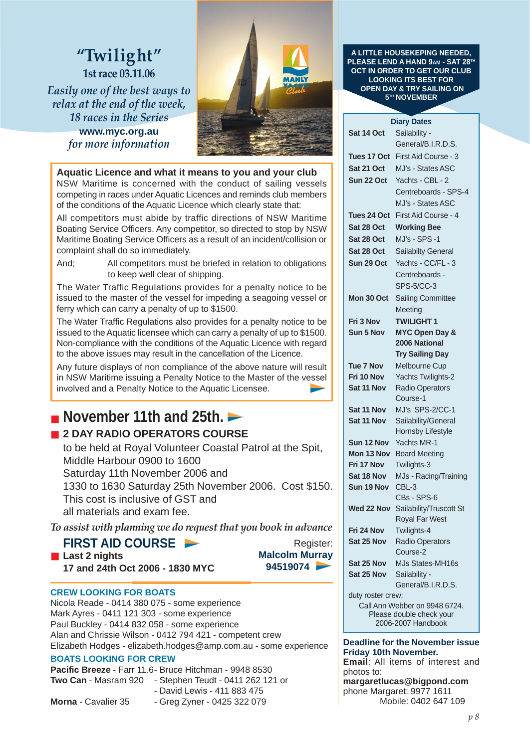# "Twilight"

**1st race 03.11.06**

*Easily one of the best ways to relax at the end of the week, 18 races in the Series*

**www.myc.org.au**

*for more information*

## Aquatic Licence and what it means to you and your club

NSW Maritime is concerned with the conduct of sailing vessels competing in races under Aquatic Licences and reminds club members of the conditions of the Aquatic Licence which clearly state that:

All competitors must abide by traffic directions of NSW Maritime Boating Service Officers. Any competitor, so directed to stop by NSW Maritime Boating Service Officers as a result of an incident/collision or complaint shall do so immediately.

And; All competitors must be briefed in relation to obligations to keep well clear of shipping.

The Water Traffic Regulations provides for a penalty notice to be issued to the master of the vessel for impeding a seagoing vessel or ferry which can carry a penalty of up to $1500.

The Water Traffic Regulations also provides for a penalty notice to be issued to the Aquatic licensee which can carry a penalty of up to $1500. Non-compliance with the conditions of the Aquatic Licence with regard to the above issues may result in the cancellation of the Licence.

Any future displays of non compliance of the above nature will result in NSW Maritime issuing a Penalty Notice to the Master of the vessel involved and a Penalty Notice to the Aquatic Licensee.

## November 11th and 25th.

### 2 DAY RADIO OPERATORS COURSE

to be held at Royal Volunteer Coastal Patrol at the Spit, Middle Harbour 0900 to 1600
Saturday 11th November 2006 and
1330 to 1630 Saturday 25th November 2006. Cost $150.
This cost is inclusive of GST and
all materials and exam fee.

*To assist with planning we do request that you book in advance*

## FIRST AID COURSE

**Last 2 nights**
**17 and 24th Oct 2006 - 1830 MYC**

Register:
**Malcolm Murray**
**94519074**

### CREW LOOKING FOR BOATS

Nicola Reade - 0414 380 075 - some experience
Mark Ayres - 0411 121 303 - some experience
Paul Buckley - 0414 832 058 - some experience
Alan and Chrissie Wilson - 0412 794 421 - competent crew
Elizabeth Hodges - elizabeth.hodges@amp.com.au - some experience

### BOATS LOOKING FOR CREW

**Pacific Breeze** - Farr 11.6- Bruce Hitchman - 9948 8530
**Two Can** - Masram 920 - Stephen Teudt - 0411 262 121 or - David Lewis - 411 883 475
**Morna** - Cavalier 35 - Greg Zyner - 0425 322 079

**A LITTLE HOUSEKEPING NEEDED, PLEASE LEND A HAND 9AM - SAT 28TH OCT IN ORDER TO GET OUR CLUB LOOKING ITS BEST FOR OPEN DAY & TRY SAILING ON 5TH NOVEMBER**

### Diary Dates

| | |
|---|---|
| **Sat 14 Oct** | Sailability - General/B.I.R.D.S. |
| **Tues 17 Oct** | First Aid Course - 3 |
| **Sat 21 Oct** | MJ's - States ASC |
| **Sun 22 Oct** | Yachts - CBL - 2<br>Centreboards - SPS-4<br>MJ's - States ASC |
| **Tues 24 Oct** | First Aid Course - 4 |
| **Sat 28 Oct** | **Working Bee** |
| **Sat 28 Oct** | MJ's - SPS -1 |
| **Sat 28 Oct** | Sailabilty General |
| **Sun 29 Oct** | Yachts - CC/FL - 3<br>Centreboards - SPS-5/CC-3 |
| **Mon 30 Oct** | Sailing Committee Meeting |
| **Fri 3 Nov** | **TWILIGHT 1** |
| **Sun 5 Nov** | **MYC Open Day & 2006 National Try Sailing Day** |
| **Tue 7 Nov** | Melbourne Cup |
| **Fri 10 Nov** | Yachts Twilights-2 |
| **Sat 11 Nov** | Radio Operators Course-1 |
| **Sat 11 Nov** | MJ's SPS-2/CC-1 |
| **Sat 11 Nov** | Sailability/General Hornsby Lifestyle |
| **Sun 12 Nov** | Yachts MR-1 |
| **Mon 13 Nov** | Board Meeting |
| **Fri 17 Nov** | Twilights-3 |
| **Sat 18 Nov** | MJs - Racing/Training |
| **Sun 19 Nov** | CBL-3<br>CBs - SPS-6 |
| **Wed 22 Nov** | Sailability/Truscott St Royal Far West |
| **Fri 24 Nov** | Twilights-4 |
| **Sat 25 Nov** | Radio Operators Course-2 |
| **Sat 25 Nov** | MJs States-MH16s |
| **Sat 25 Nov** | Sailability - General/B.I.R.D.S. |

duty roster crew:
Call Ann Webber on 9948 6724.
Please double check your 2006-2007 Handbook

**Deadline for the November issue Friday 10th November.**
**Email**: All items of interest and photos to:
**margaretlucas@bigpond.com**
phone Margaret: 9977 1611
Mobile: 0402 647 109